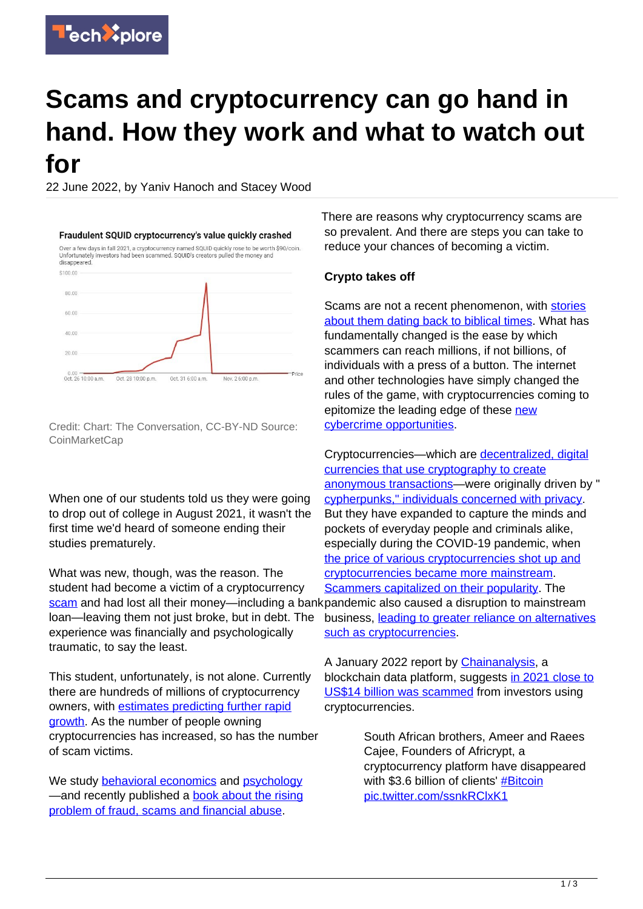# Scams and cryptocurrency can go hand in hand. How they work and what to watch out for

22 June 2022, by Yaniv Hanoch and Stacey Wood

**Fraudulent SQUID cryptocurrency's value quickly crashed**

Over a few days in fall 2021, a cryptocurrency named SQUID quickly rose to be worth $90/coin. Unfortunately investors had been scammed. SQUID's creators pulled the money and disappeared.

Credit: Chart: The Conversation, CC-BY-ND Source: CoinMarketCap

When one of our students told us they were going to drop out of college in August 2021, it wasn't the first time we'd heard of someone ending their studies prematurely.

What was new, though, was the reason. The student had become a victim of a cryptocurrency scam and had lost all their money—including a bank loan—leaving them not just broke, but in debt. The experience was financially and psychologically traumatic, to say the least.

This student, unfortunately, is not alone. Currently there are hundreds of millions of cryptocurrency owners, with estimates predicting further rapid growth. As the number of people owning cryptocurrencies has increased, so has the number of scam victims.

We study behavioral economics and psychology—and recently published a book about the rising problem of fraud, scams and financial abuse.

There are reasons why cryptocurrency scams are so prevalent. And there are steps you can take to reduce your chances of becoming a victim.

**Crypto takes off**

Scams are not a recent phenomenon, with stories about them dating back to biblical times. What has fundamentally changed is the ease by which scammers can reach millions, if not billions, of individuals with a press of a button. The internet and other technologies have simply changed the rules of the game, with cryptocurrencies coming to epitomize the leading edge of these new cybercrime opportunities.

Cryptocurrencies—which are decentralized, digital currencies that use cryptography to create anonymous transactions—were originally driven by "cypherpunks," individuals concerned with privacy. But they have expanded to capture the minds and pockets of everyday people and criminals alike, especially during the COVID-19 pandemic, when the price of various cryptocurrencies shot up and cryptocurrencies became more mainstream. Scammers capitalized on their popularity. The pandemic also caused a disruption to mainstream business, leading to greater reliance on alternatives such as cryptocurrencies.

A January 2022 report by Chainanalysis, a blockchain data platform, suggests in 2021 close to US$14 billion was scammed from investors using cryptocurrencies.

> South African brothers, Ameer and Raees Cajee, Founders of Africrypt, a cryptocurrency platform have disappeared with $3.6 billion of clients' #Bitcoin pic.twitter.com/ssnkRClxK1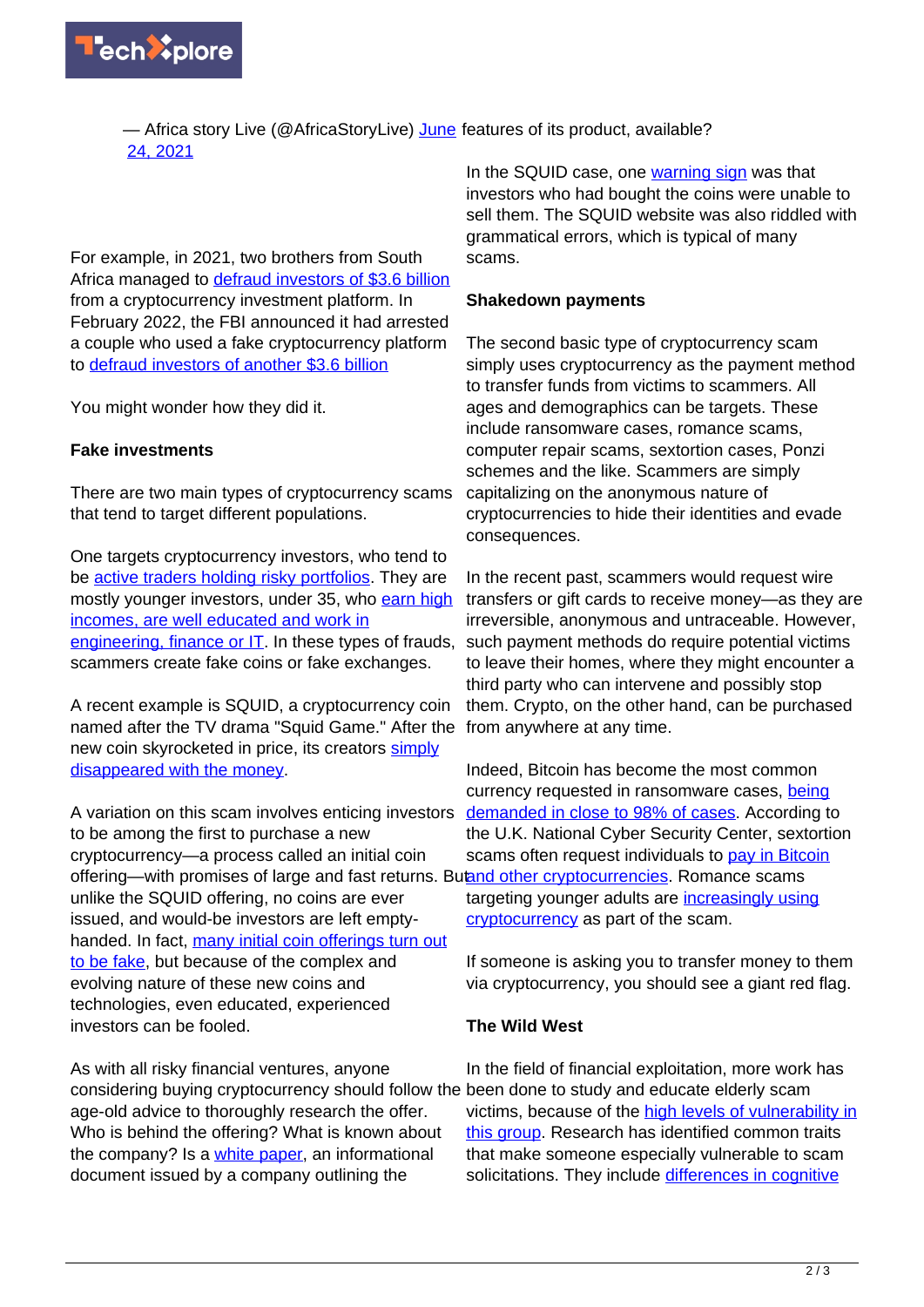— Africa story Live (@AfricaStoryLive) June 24, 2021

For example, in 2021, two brothers from South Africa managed to defraud investors of $3.6 billion from a cryptocurrency investment platform. In February 2022, the FBI announced it had arrested a couple who used a fake cryptocurrency platform to defraud investors of another $3.6 billion

You might wonder how they did it.

**Fake investments**

There are two main types of cryptocurrency scams that tend to target different populations.

One targets cryptocurrency investors, who tend to be active traders holding risky portfolios. They are mostly younger investors, under 35, who earn high incomes, are well educated and work in engineering, finance or IT. In these types of frauds, scammers create fake coins or fake exchanges.

A recent example is SQUID, a cryptocurrency coin named after the TV drama "Squid Game." After the new coin skyrocketed in price, its creators simply disappeared with the money.

A variation on this scam involves enticing investors to be among the first to purchase a new cryptocurrency—a process called an initial coin offering—with promises of large and fast returns. But unlike the SQUID offering, no coins are ever issued, and would-be investors are left empty-handed. In fact, many initial coin offerings turn out to be fake, but because of the complex and evolving nature of these new coins and technologies, even educated, experienced investors can be fooled.

As with all risky financial ventures, anyone considering buying cryptocurrency should follow the age-old advice to thoroughly research the offer. Who is behind the offering? What is known about the company? Is a white paper, an informational document issued by a company outlining the features of its product, available?

In the SQUID case, one warning sign was that investors who had bought the coins were unable to sell them. The SQUID website was also riddled with grammatical errors, which is typical of many scams.

**Shakedown payments**

The second basic type of cryptocurrency scam simply uses cryptocurrency as the payment method to transfer funds from victims to scammers. All ages and demographics can be targets. These include ransomware cases, romance scams, computer repair scams, sextortion cases, Ponzi schemes and the like. Scammers are simply capitalizing on the anonymous nature of cryptocurrencies to hide their identities and evade consequences.

In the recent past, scammers would request wire transfers or gift cards to receive money—as they are irreversible, anonymous and untraceable. However, such payment methods do require potential victims to leave their homes, where they might encounter a third party who can intervene and possibly stop them. Crypto, on the other hand, can be purchased from anywhere at any time.

Indeed, Bitcoin has become the most common currency requested in ransomware cases, being demanded in close to 98% of cases. According to the U.K. National Cyber Security Center, sextortion scams often request individuals to pay in Bitcoin and other cryptocurrencies. Romance scams targeting younger adults are increasingly using cryptocurrency as part of the scam.

If someone is asking you to transfer money to them via cryptocurrency, you should see a giant red flag.

**The Wild West**

In the field of financial exploitation, more work has been done to study and educate elderly scam victims, because of the high levels of vulnerability in this group. Research has identified common traits that make someone especially vulnerable to scam solicitations. They include differences in cognitive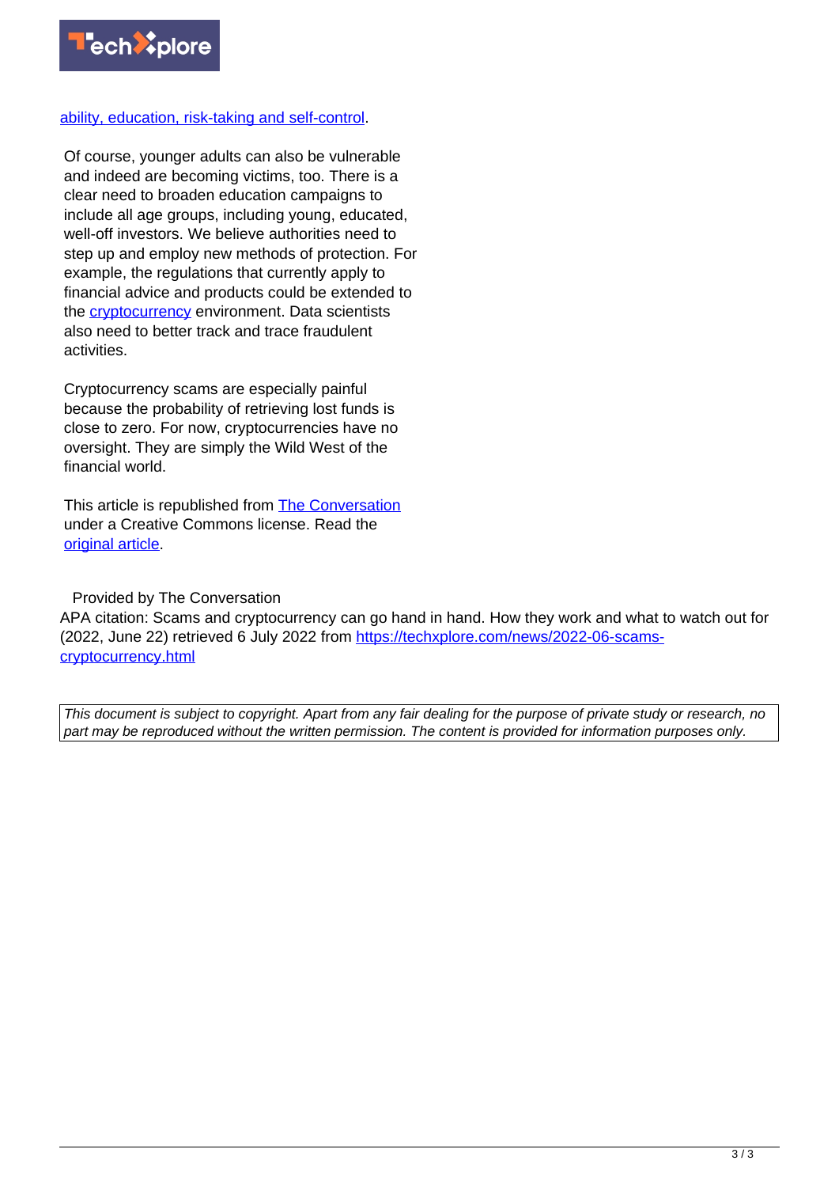ability, education, risk-taking and self-control.

Of course, younger adults can also be vulnerable and indeed are becoming victims, too. There is a clear need to broaden education campaigns to include all age groups, including young, educated, well-off investors. We believe authorities need to step up and employ new methods of protection. For example, the regulations that currently apply to financial advice and products could be extended to the cryptocurrency environment. Data scientists also need to better track and trace fraudulent activities.

Cryptocurrency scams are especially painful because the probability of retrieving lost funds is close to zero. For now, cryptocurrencies have no oversight. They are simply the Wild West of the financial world.

This article is republished from The Conversation under a Creative Commons license. Read the original article.

Provided by The Conversation

APA citation: Scams and cryptocurrency can go hand in hand. How they work and what to watch out for (2022, June 22) retrieved 6 July 2022 from https://techxplore.com/news/2022-06-scams-cryptocurrency.html

*This document is subject to copyright. Apart from any fair dealing for the purpose of private study or research, no part may be reproduced without the written permission. The content is provided for information purposes only.*